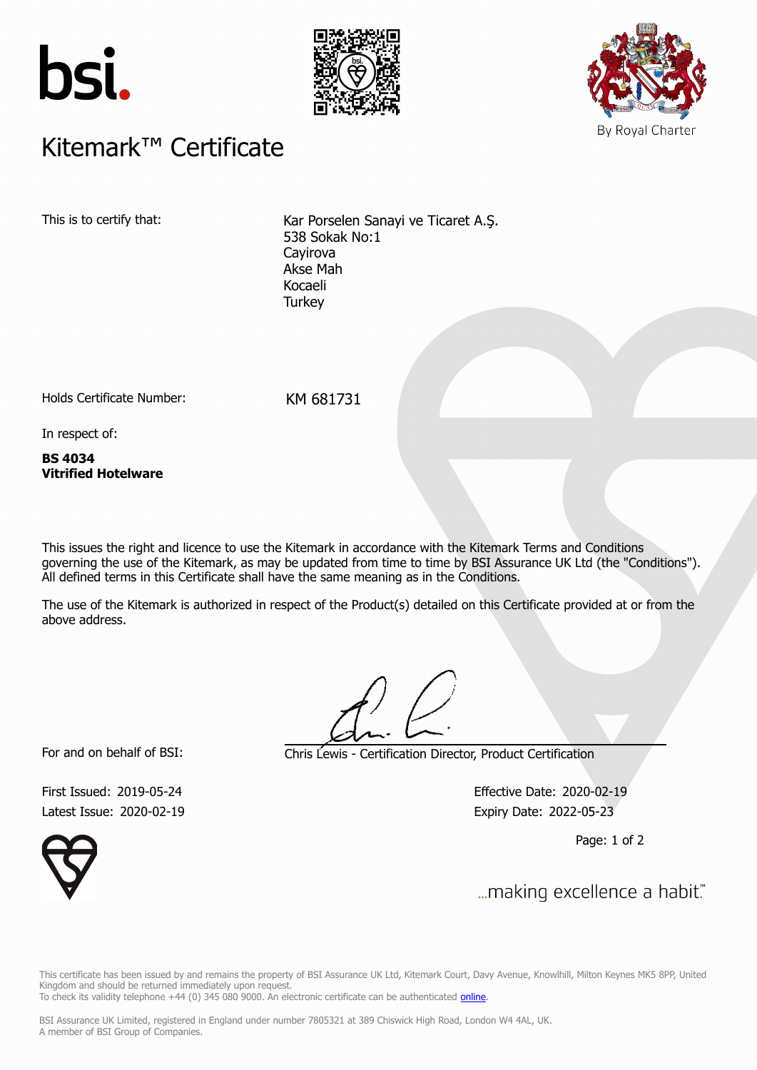# Kitemark™ Certificate

This is to certify that:

Kar Porselen Sanayi ve Ticaret A.Ş.
538 Sokak No:1
Cayirova
Akse Mah
Kocaeli
Turkey

Holds Certificate Number: KM 681731

In respect of:

**BS 4034**
**Vitrified Hotelware**

This issues the right and licence to use the Kitemark in accordance with the Kitemark Terms and Conditions governing the use of the Kitemark, as may be updated from time to time by BSI Assurance UK Ltd (the "Conditions"). All defined terms in this Certificate shall have the same meaning as in the Conditions.

The use of the Kitemark is authorized in respect of the Product(s) detailed on this Certificate provided at or from the above address.

For and on behalf of BSI: Chris Lewis - Certification Director, Product Certification

First Issued: 2019-05-24
Latest Issue: 2020-02-19

Effective Date: 2020-02-19
Expiry Date: 2022-05-23

...making excellence a habit.™

This certificate has been issued by and remains the property of BSI Assurance UK Ltd, Kitemark Court, Davy Avenue, Knowlhill, Milton Keynes MK5 8PP, United Kingdom and should be returned immediately upon request.
To check its validity telephone +44 (0) 345 080 9000. An electronic certificate can be authenticated online.

BSI Assurance UK Limited, registered in England under number 7805321 at 389 Chiswick High Road, London W4 4AL, UK.
A member of BSI Group of Companies.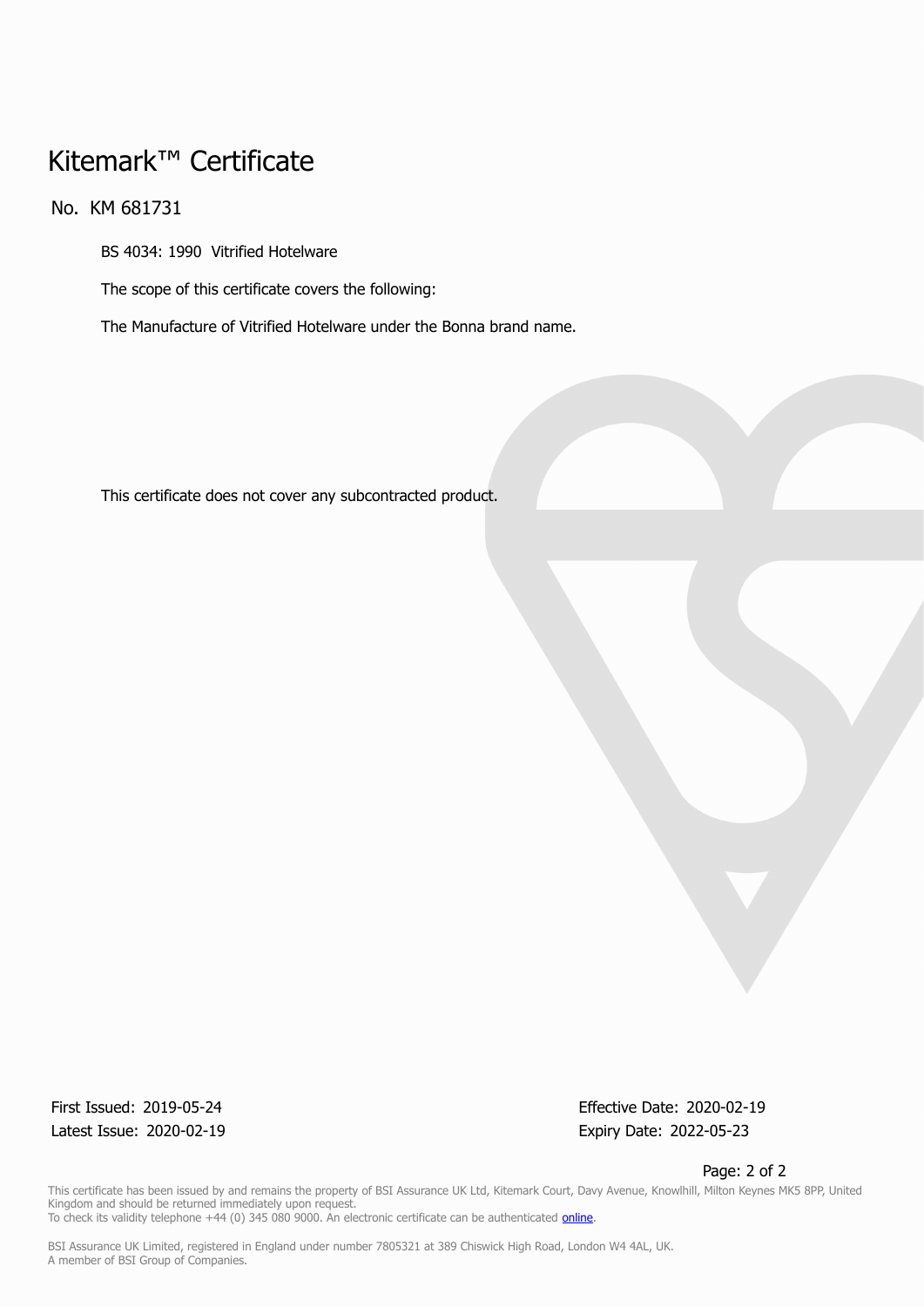# Kitemark™ Certificate

## No. KM 681731

BS 4034: 1990 Vitrified Hotelware

The scope of this certificate covers the following:

The Manufacture of Vitrified Hotelware under the Bonna brand name.

This certificate does not cover any subcontracted product.

First Issued: 2019-05-24
Latest Issue: 2020-02-19

Effective Date: 2020-02-19
Expiry Date: 2022-05-23

This certificate has been issued by and remains the property of BSI Assurance UK Ltd, Kitemark Court, Davy Avenue, Knowlhill, Milton Keynes MK5 8PP, United Kingdom and should be returned immediately upon request.
To check its validity telephone +44 (0) 345 080 9000. An electronic certificate can be authenticated online.

BSI Assurance UK Limited, registered in England under number 7805321 at 389 Chiswick High Road, London W4 4AL, UK.
A member of BSI Group of Companies.